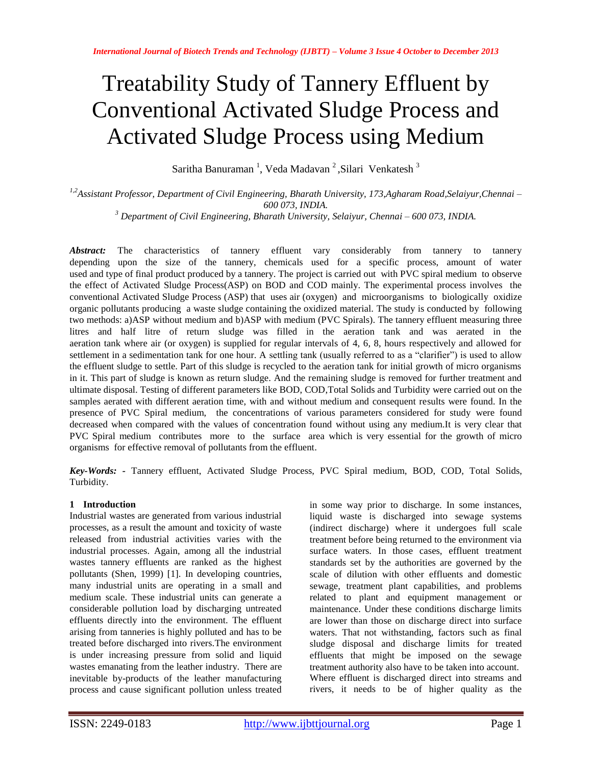# Treatability Study of Tannery Effluent by Conventional Activated Sludge Process and Activated Sludge Process using Medium

Saritha Banuraman [1], Veda Madavan [2], Silari Venkatesh [3]

[1,2]Assistant Professor, Department of Civil Engineering, Bharath University, 173,Agharam Road,Selaiyur,Chennai – 600 073, INDIA.

[3] Department of Civil Engineering, Bharath University, Selaiyur, Chennai – 600 073, INDIA.

***Abstract:*** The characteristics of tannery effluent vary considerably from tannery to tannery depending upon the size of the tannery, chemicals used for a specific process, amount of water used and type of final product produced by a tannery. The project is carried out with PVC spiral medium to observe the effect of Activated Sludge Process(ASP) on BOD and COD mainly. The experimental process involves the conventional Activated Sludge Process (ASP) that uses air (oxygen) and microorganisms to biologically oxidize organic pollutants producing a waste sludge containing the oxidized material. The study is conducted by following two methods: a)ASP without medium and b)ASP with medium (PVC Spirals). The tannery effluent measuring three litres and half litre of return sludge was filled in the aeration tank and was aerated in the aeration tank where air (or oxygen) is supplied for regular intervals of 4, 6, 8, hours respectively and allowed for settlement in a sedimentation tank for one hour. A settling tank (usually referred to as a "clarifier") is used to allow the effluent sludge to settle. Part of this sludge is recycled to the aeration tank for initial growth of micro organisms in it. This part of sludge is known as return sludge. And the remaining sludge is removed for further treatment and ultimate disposal. Testing of different parameters like BOD, COD,Total Solids and Turbidity were carried out on the samples aerated with different aeration time, with and without medium and consequent results were found. In the presence of PVC Spiral medium, the concentrations of various parameters considered for study were found decreased when compared with the values of concentration found without using any medium.It is very clear that PVC Spiral medium contributes more to the surface area which is very essential for the growth of micro organisms for effective removal of pollutants from the effluent.

***Key-Words:*** - Tannery effluent, Activated Sludge Process, PVC Spiral medium, BOD, COD, Total Solids, Turbidity.

## 1 Introduction

Industrial wastes are generated from various industrial processes, as a result the amount and toxicity of waste released from industrial activities varies with the industrial processes. Again, among all the industrial wastes tannery effluents are ranked as the highest pollutants (Shen, 1999) [1]. In developing countries, many industrial units are operating in a small and medium scale. These industrial units can generate a considerable pollution load by discharging untreated effluents directly into the environment. The effluent arising from tanneries is highly polluted and has to be treated before discharged into rivers.The environment is under increasing pressure from solid and liquid wastes emanating from the leather industry. There are inevitable by-products of the leather manufacturing process and cause significant pollution unless treated in some way prior to discharge. In some instances, liquid waste is discharged into sewage systems (indirect discharge) where it undergoes full scale treatment before being returned to the environment via surface waters. In those cases, effluent treatment standards set by the authorities are governed by the scale of dilution with other effluents and domestic sewage, treatment plant capabilities, and problems related to plant and equipment management or maintenance. Under these conditions discharge limits are lower than those on discharge direct into surface waters. That not withstanding, factors such as final sludge disposal and discharge limits for treated effluents that might be imposed on the sewage treatment authority also have to be taken into account. Where effluent is discharged direct into streams and rivers, it needs to be of higher quality as the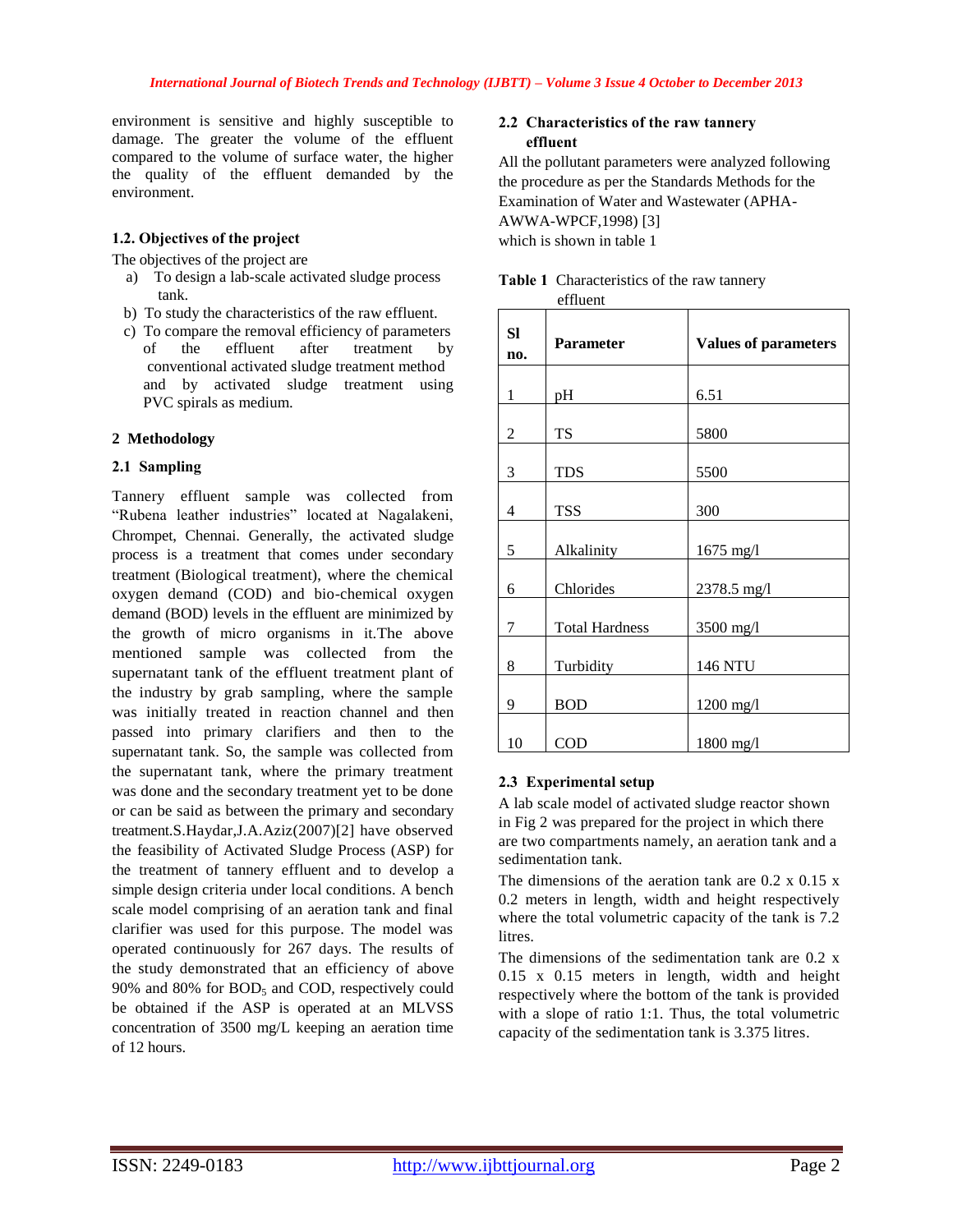environment is sensitive and highly susceptible to damage. The greater the volume of the effluent compared to the volume of surface water, the higher the quality of the effluent demanded by the environment.

### 1.2. Objectives of the project

The objectives of the project are

a) To design a lab-scale activated sludge process tank.

b) To study the characteristics of the raw effluent.

c) To compare the removal efficiency of parameters of the effluent after treatment by conventional activated sludge treatment method and by activated sludge treatment using PVC spirals as medium.

## 2 Methodology

### 2.1 Sampling

Tannery effluent sample was collected from "Rubena leather industries" located at Nagalakeni, Chrompet, Chennai. Generally, the activated sludge process is a treatment that comes under secondary treatment (Biological treatment), where the chemical oxygen demand (COD) and bio-chemical oxygen demand (BOD) levels in the effluent are minimized by the growth of micro organisms in it.The above mentioned sample was collected from the supernatant tank of the effluent treatment plant of the industry by grab sampling, where the sample was initially treated in reaction channel and then passed into primary clarifiers and then to the supernatant tank. So, the sample was collected from the supernatant tank, where the primary treatment was done and the secondary treatment yet to be done or can be said as between the primary and secondary treatment.S.Haydar,J.A.Aziz(2007)[2] have observed the feasibility of Activated Sludge Process (ASP) for the treatment of tannery effluent and to develop a simple design criteria under local conditions. A bench scale model comprising of an aeration tank and final clarifier was used for this purpose. The model was operated continuously for 267 days. The results of the study demonstrated that an efficiency of above 90% and 80% for $BOD_5$ and COD, respectively could be obtained if the ASP is operated at an MLVSS concentration of 3500 mg/L keeping an aeration time of 12 hours.

### 2.2 Characteristics of the raw tannery effluent

All the pollutant parameters were analyzed following the procedure as per the Standards Methods for the Examination of Water and Wastewater (APHA-AWWA-WPCF,1998) [3] which is shown in table 1

**Table 1** Characteristics of the raw tannery effluent

| Sl no. | Parameter | Values of parameters |
|---|---|---|
| 1 | pH | 6.51 |
| 2 | TS | 5800 |
| 3 | TDS | 5500 |
| 4 | TSS | 300 |
| 5 | Alkalinity | 1675 mg/l |
| 6 | Chlorides | 2378.5 mg/l |
| 7 | Total Hardness | 3500 mg/l |
| 8 | Turbidity | 146 NTU |
| 9 | BOD | 1200 mg/l |
| 10 | COD | 1800 mg/l |

### 2.3 Experimental setup

A lab scale model of activated sludge reactor shown in Fig 2 was prepared for the project in which there are two compartments namely, an aeration tank and a sedimentation tank.

The dimensions of the aeration tank are 0.2 x 0.15 x 0.2 meters in length, width and height respectively where the total volumetric capacity of the tank is 7.2 litres.

The dimensions of the sedimentation tank are 0.2 x 0.15 x 0.15 meters in length, width and height respectively where the bottom of the tank is provided with a slope of ratio 1:1. Thus, the total volumetric capacity of the sedimentation tank is 3.375 litres.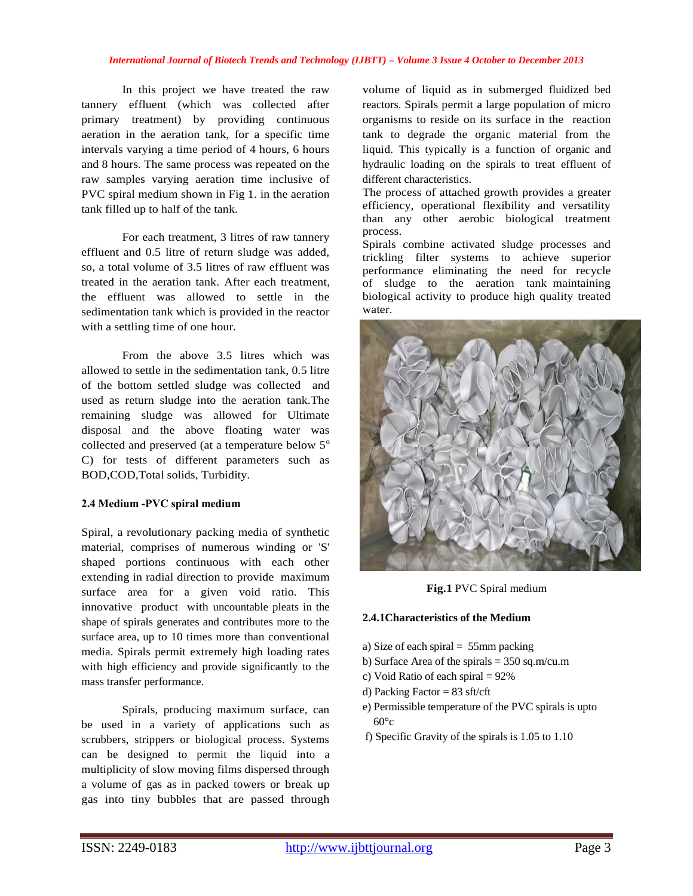In this project we have treated the raw tannery effluent (which was collected after primary treatment) by providing continuous aeration in the aeration tank, for a specific time intervals varying a time period of 4 hours, 6 hours and 8 hours. The same process was repeated on the raw samples varying aeration time inclusive of PVC spiral medium shown in Fig 1. in the aeration tank filled up to half of the tank.

For each treatment, 3 litres of raw tannery effluent and 0.5 litre of return sludge was added, so, a total volume of 3.5 litres of raw effluent was treated in the aeration tank. After each treatment, the effluent was allowed to settle in the sedimentation tank which is provided in the reactor with a settling time of one hour.

From the above 3.5 litres which was allowed to settle in the sedimentation tank, 0.5 litre of the bottom settled sludge was collected and used as return sludge into the aeration tank.The remaining sludge was allowed for Ultimate disposal and the above floating water was collected and preserved (at a temperature below 5$^{o}$ C) for tests of different parameters such as BOD,COD,Total solids, Turbidity.

### 2.4 Medium -PVC spiral medium

Spiral, a revolutionary packing media of synthetic material, comprises of numerous winding or 'S' shaped portions continuous with each other extending in radial direction to provide maximum surface area for a given void ratio. This innovative product with uncountable pleats in the shape of spirals generates and contributes more to the surface area, up to 10 times more than conventional media. Spirals permit extremely high loading rates with high efficiency and provide significantly to the mass transfer performance.

Spirals, producing maximum surface, can be used in a variety of applications such as scrubbers, strippers or biological process. Systems can be designed to permit the liquid into a multiplicity of slow moving films dispersed through a volume of gas as in packed towers or break up gas into tiny bubbles that are passed through volume of liquid as in submerged fluidized bed reactors. Spirals permit a large population of micro organisms to reside on its surface in the reaction tank to degrade the organic material from the liquid. This typically is a function of organic and hydraulic loading on the spirals to treat effluent of different characteristics.

The process of attached growth provides a greater efficiency, operational flexibility and versatility than any other aerobic biological treatment process.

Spirals combine activated sludge processes and trickling filter systems to achieve superior performance eliminating the need for recycle of sludge to the aeration tank maintaining biological activity to produce high quality treated water.

**Fig.1** PVC Spiral medium

#### 2.4.1Characteristics of the Medium

a) Size of each spiral = 55mm packing
b) Surface Area of the spirals = 350 sq.m/cu.m
c) Void Ratio of each spiral = 92%
d) Packing Factor = 83 sft/cft
e) Permissible temperature of the PVC spirals is upto 60°c
f) Specific Gravity of the spirals is 1.05 to 1.10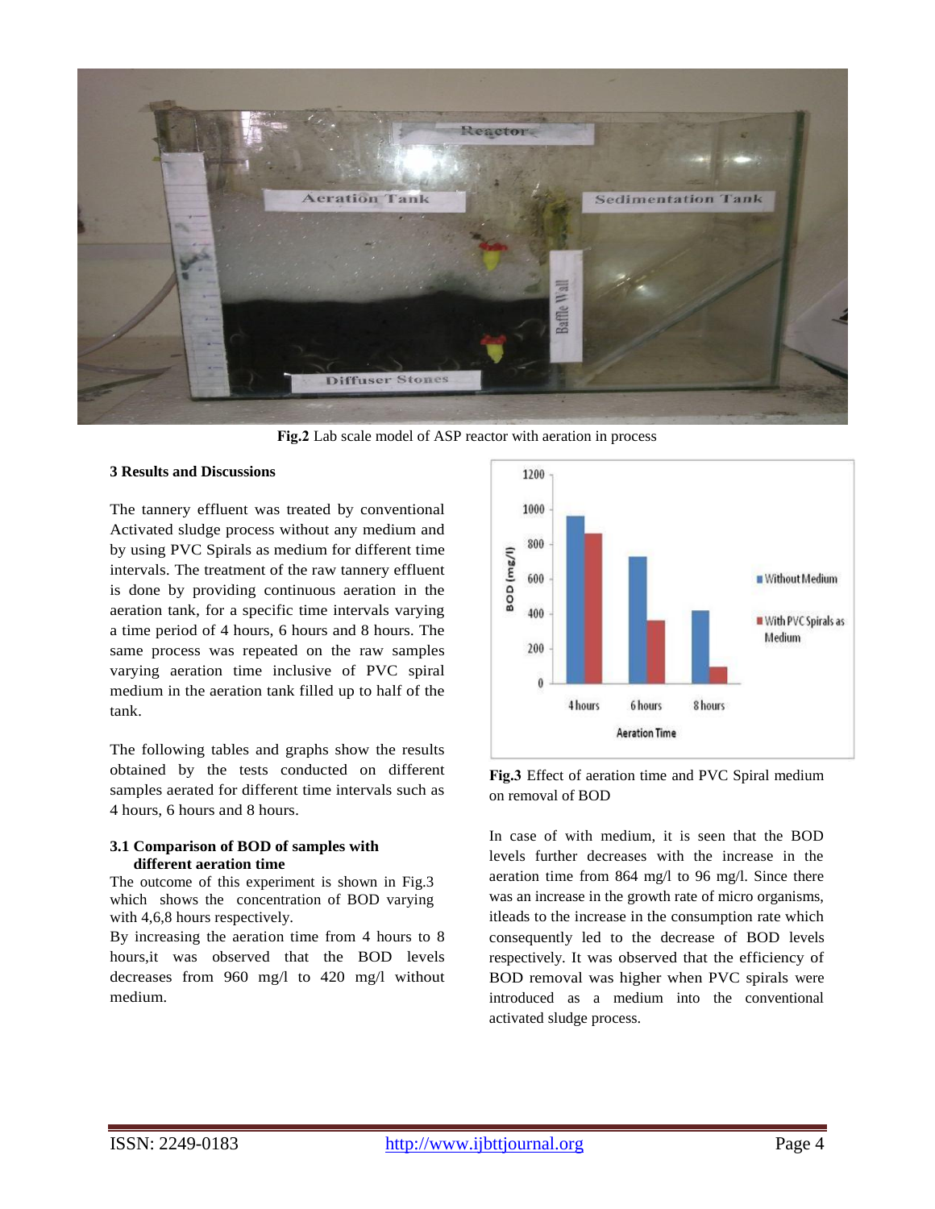Fig.2 Lab scale model of ASP reactor with aration in process

**Fig.2** Lab scale model of ASP reactor with aeration in process

### 3 Results and Discussions

The tannery effluent was treated by conventional Activated sludge process without any medium and by using PVC Spirals as medium for different time intervals. The treatment of the raw tannery effluent is done by providing continuous aeration in the aeration tank, for a specific time intervals varying a time period of 4 hours, 6 hours and 8 hours. The same process was repeated on the raw samples varying aeration time inclusive of PVC spiral medium in the aeration tank filled up to half of the tank.

The following tables and graphs show the results obtained by the tests conducted on different samples aerated for different time intervals such as 4 hours, 6 hours and 8 hours.

#### 3.1 Comparison of BOD of samples with different aeration time

The outcome of this experiment is shown in Fig.3 which shows the concentration of BOD varying with 4,6,8 hours respectively.

By increasing the aeration time from 4 hours to 8 hours,it was observed that the BOD levels decreases from 960 mg/l to 420 mg/l without medium.

**Fig.3** Effect of aeration time and PVC Spiral medium on removal of BOD

In case of with medium, it is seen that the BOD levels further decreases with the increase in the aeration time from 864 mg/l to 96 mg/l. Since there was an increase in the growth rate of micro organisms, itleads to the increase in the consumption rate which consequently led to the decrease of BOD levels respectively. It was observed that the efficiency of BOD removal was higher when PVC spirals were introduced as a medium into the conventional activated sludge process.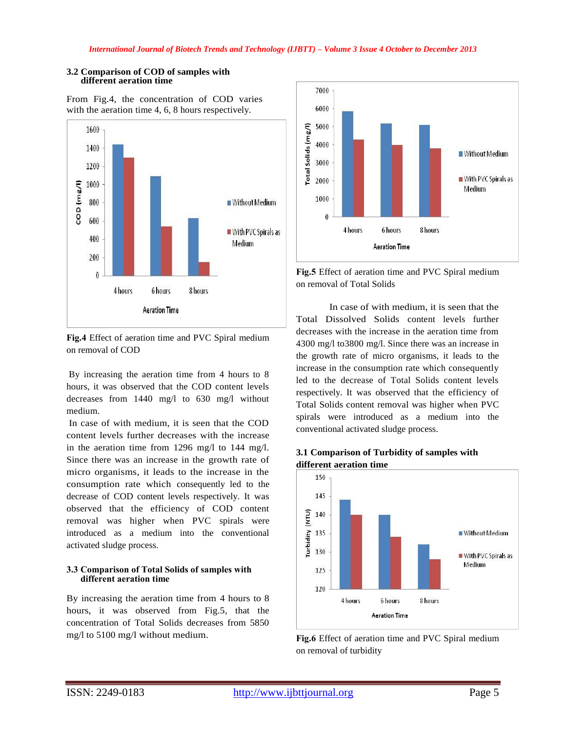### 3.2 Comparison of COD of samples with different aeration time

From Fig.4, the concentration of COD varies with the aeration time 4, 6, 8 hours respectively.

Fig.4 Effect of aeration time and PVC Spiral medium on removal of COD

By increasing the aeration time from 4 hours to 8 hours, it was observed that the COD content levels decreases from 1440 mg/l to 630 mg/l without medium.

In case of with medium, it is seen that the COD content levels further decreases with the increase in the aeration time from 1296 mg/l to 144 mg/l. Since there was an increase in the growth rate of micro organisms, it leads to the increase in the consumption rate which consequently led to the decrease of COD content levels respectively. It was observed that the efficiency of COD content removal was higher when PVC spirals were introduced as a medium into the conventional activated sludge process.

### 3.3 Comparison of Total Solids of samples with different aeration time

By increasing the aeration time from 4 hours to 8 hours, it was observed from Fig.5, that the concentration of Total Solids decreases from 5850 mg/l to 5100 mg/l without medium.

Fig.5 Effect of aeration time and PVC Spiral medium on removal of Total Solids

In case of with medium, it is seen that the Total Dissolved Solids content levels further decreases with the increase in the aeration time from 4300 mg/l to3800 mg/l. Since there was an increase in the growth rate of micro organisms, it leads to the increase in the consumption rate which consequently led to the decrease of Total Solids content levels respectively. It was observed that the efficiency of Total Solids content removal was higher when PVC spirals were introduced as a medium into the conventional activated sludge process.

### 3.1 Comparison of Turbidity of samples with different aeration time

Fig.6 Effect of aeration time and PVC Spiral medium on removal of turbidity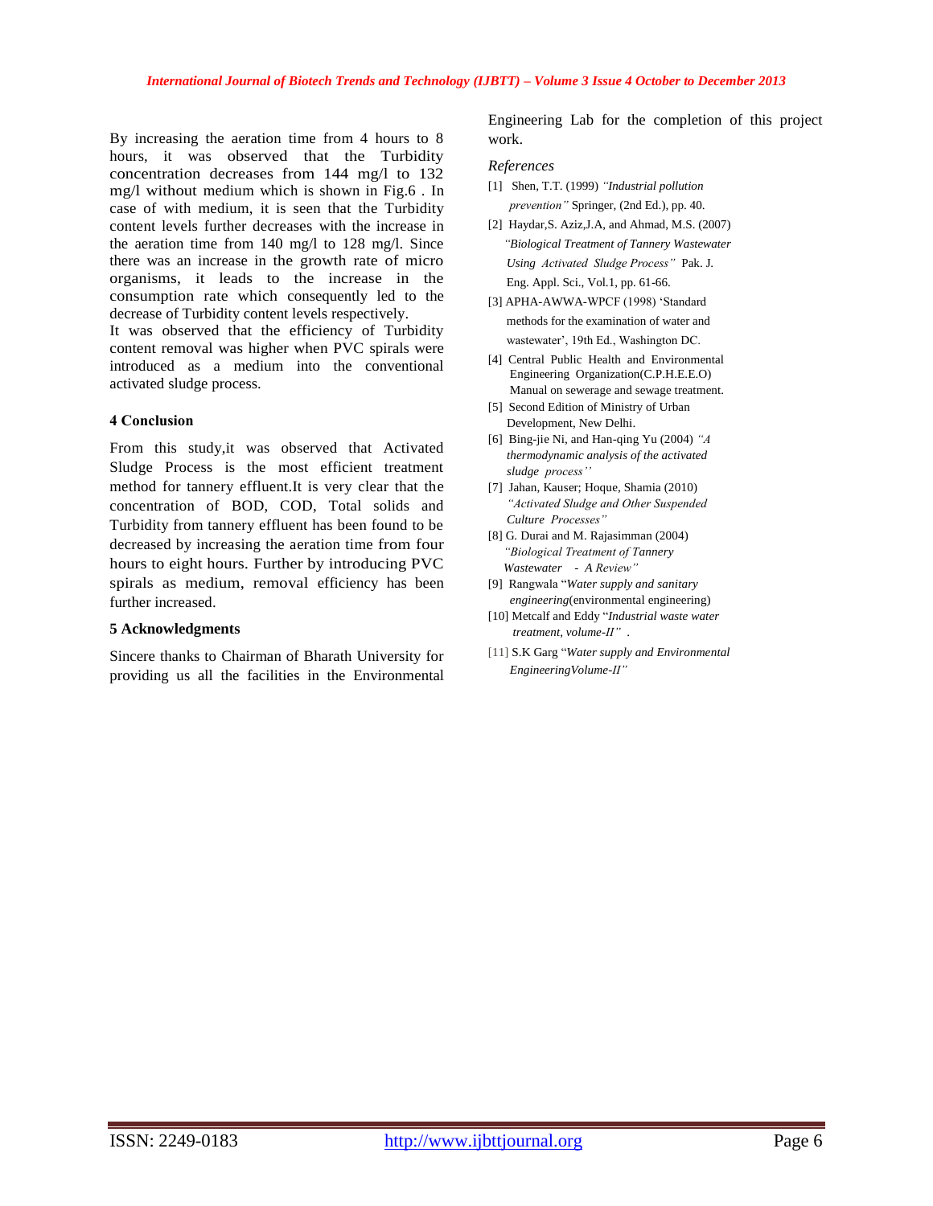By increasing the aeration time from 4 hours to 8 hours, it was observed that the Turbidity concentration decreases from 144 mg/l to 132 mg/l without medium which is shown in Fig.6 . In case of with medium, it is seen that the Turbidity content levels further decreases with the increase in the aeration time from 140 mg/l to 128 mg/l. Since there was an increase in the growth rate of micro organisms, it leads to the increase in the consumption rate which consequently led to the decrease of Turbidity content levels respectively.

It was observed that the efficiency of Turbidity content removal was higher when PVC spirals were introduced as a medium into the conventional activated sludge process.

## 4 Conclusion

From this study,it was observed that Activated Sludge Process is the most efficient treatment method for tannery effluent.It is very clear that the concentration of BOD, COD, Total solids and Turbidity from tannery effluent has been found to be decreased by increasing the aeration time from four hours to eight hours. Further by introducing PVC spirals as medium, removal efficiency has been further increased.

## 5 Acknowledgments

Sincere thanks to Chairman of Bharath University for providing us all the facilities in the Environmental Engineering Lab for the completion of this project work.

## *References*

[1] Shen, T.T. (1999) *"Industrial pollution prevention"* Springer, (2nd Ed.), pp. 40.

[2] Haydar,S. Aziz,J.A, and Ahmad, M.S. (2007) *"Biological Treatment of Tannery Wastewater Using Activated Sludge Process"* Pak. J. Eng. Appl. Sci., Vol.1, pp. 61-66.

[3] APHA-AWWA-WPCF (1998) 'Standard methods for the examination of water and wastewater', 19th Ed., Washington DC.

[4] Central Public Health and Environmental Engineering Organization(C.P.H.E.E.O) Manual on sewerage and sewage treatment.

[5] Second Edition of Ministry of Urban Development, New Delhi.

[6] Bing-jie Ni, and Han-qing Yu (2004) *"A thermodynamic analysis of the activated sludge process''*

[7] Jahan, Kauser; Hoque, Shamia (2010) *"Activated Sludge and Other Suspended Culture Processes"*

[8] G. Durai and M. Rajasimman (2004) *"Biological Treatment of Tannery Wastewater - A Review"*

[9] Rangwala "*Water supply and sanitary engineering*(environmental engineering)

[10] Metcalf and Eddy "*Industrial waste water treatment, volume-II"* .

[11] S.K Garg "*Water supply and Environmental EngineeringVolume-II"*